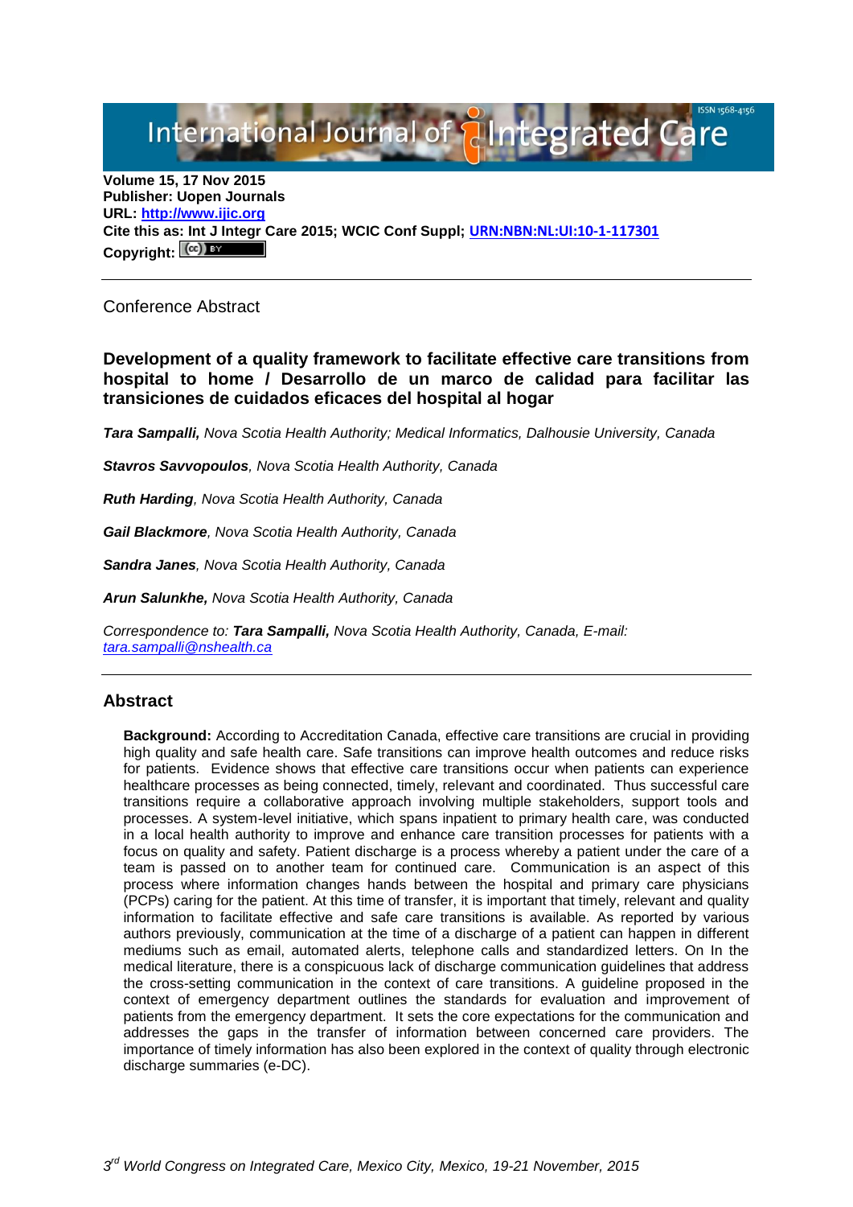**Volume 15, 17 Nov 2015**
**Publisher: Uopen Journals**
**URL: [http://www.ijic.org](http://www.ijic.org)**
**Cite this as: Int J Integr Care 2015; WCIC Conf Suppl; [URN:NBN:NL:UI:10-1-117301](URN:NBN:NL:UI:10-1-117301)**
**Copyright:**

---

Conference Abstract

## Development of a quality framework to facilitate effective care transitions from hospital to home / Desarrollo de un marco de calidad para facilitar las transiciones de cuidados eficaces del hospital al hogar

***Tara Sampalli,*** *Nova Scotia Health Authority; Medical Informatics, Dalhousie University, Canada*

***Stavros Savvopoulos****, Nova Scotia Health Authority, Canada*

***Ruth Harding****, Nova Scotia Health Authority, Canada*

***Gail Blackmore****, Nova Scotia Health Authority, Canada*

***Sandra Janes****, Nova Scotia Health Authority, Canada*

***Arun Salunkhe,*** *Nova Scotia Health Authority, Canada*

*Correspondence to:* ***Tara Sampalli,*** *Nova Scotia Health Authority, Canada, E-mail: [tara.sampalli@nshealth.ca](mailto:tara.sampalli@nshealth.ca)*

---

## Abstract

**Background:** According to Accreditation Canada, effective care transitions are crucial in providing high quality and safe health care. Safe transitions can improve health outcomes and reduce risks for patients. Evidence shows that effective care transitions occur when patients can experience healthcare processes as being connected, timely, relevant and coordinated. Thus successful care transitions require a collaborative approach involving multiple stakeholders, support tools and processes. A system-level initiative, which spans inpatient to primary health care, was conducted in a local health authority to improve and enhance care transition processes for patients with a focus on quality and safety. Patient discharge is a process whereby a patient under the care of a team is passed on to another team for continued care. Communication is an aspect of this process where information changes hands between the hospital and primary care physicians (PCPs) caring for the patient. At this time of transfer, it is important that timely, relevant and quality information to facilitate effective and safe care transitions is available. As reported by various authors previously, communication at the time of a discharge of a patient can happen in different mediums such as email, automated alerts, telephone calls and standardized letters. On In the medical literature, there is a conspicuous lack of discharge communication guidelines that address the cross-setting communication in the context of care transitions. A guideline proposed in the context of emergency department outlines the standards for evaluation and improvement of patients from the emergency department. It sets the core expectations for the communication and addresses the gaps in the transfer of information between concerned care providers. The importance of timely information has also been explored in the context of quality through electronic discharge summaries (e-DC).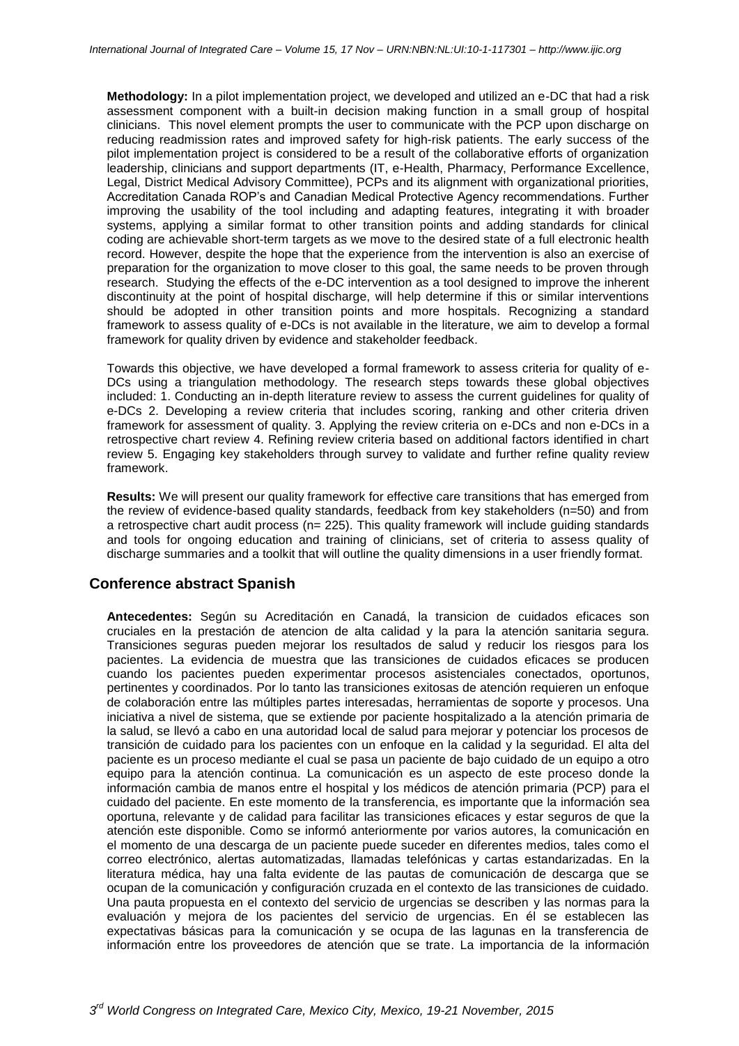**Methodology:** In a pilot implementation project, we developed and utilized an e-DC that had a risk assessment component with a built-in decision making function in a small group of hospital clinicians. This novel element prompts the user to communicate with the PCP upon discharge on reducing readmission rates and improved safety for high-risk patients. The early success of the pilot implementation project is considered to be a result of the collaborative efforts of organization leadership, clinicians and support departments (IT, e-Health, Pharmacy, Performance Excellence, Legal, District Medical Advisory Committee), PCPs and its alignment with organizational priorities, Accreditation Canada ROP's and Canadian Medical Protective Agency recommendations. Further improving the usability of the tool including and adapting features, integrating it with broader systems, applying a similar format to other transition points and adding standards for clinical coding are achievable short-term targets as we move to the desired state of a full electronic health record. However, despite the hope that the experience from the intervention is also an exercise of preparation for the organization to move closer to this goal, the same needs to be proven through research. Studying the effects of the e-DC intervention as a tool designed to improve the inherent discontinuity at the point of hospital discharge, will help determine if this or similar interventions should be adopted in other transition points and more hospitals. Recognizing a standard framework to assess quality of e-DCs is not available in the literature, we aim to develop a formal framework for quality driven by evidence and stakeholder feedback.

Towards this objective, we have developed a formal framework to assess criteria for quality of e-DCs using a triangulation methodology. The research steps towards these global objectives included: 1. Conducting an in-depth literature review to assess the current guidelines for quality of e-DCs 2. Developing a review criteria that includes scoring, ranking and other criteria driven framework for assessment of quality. 3. Applying the review criteria on e-DCs and non e-DCs in a retrospective chart review 4. Refining review criteria based on additional factors identified in chart review 5. Engaging key stakeholders through survey to validate and further refine quality review framework.

**Results:** We will present our quality framework for effective care transitions that has emerged from the review of evidence-based quality standards, feedback from key stakeholders (n=50) and from a retrospective chart audit process (n= 225). This quality framework will include guiding standards and tools for ongoing education and training of clinicians, set of criteria to assess quality of discharge summaries and a toolkit that will outline the quality dimensions in a user friendly format.

## Conference abstract Spanish

**Antecedentes:** Según su Acreditación en Canadá, la transicion de cuidados eficaces son cruciales en la prestación de atencion de alta calidad y la para la atención sanitaria segura. Transiciones seguras pueden mejorar los resultados de salud y reducir los riesgos para los pacientes. La evidencia de muestra que las transiciones de cuidados eficaces se producen cuando los pacientes pueden experimentar procesos asistenciales conectados, oportunos, pertinentes y coordinados. Por lo tanto las transiciones exitosas de atención requieren un enfoque de colaboración entre las múltiples partes interesadas, herramientas de soporte y procesos. Una iniciativa a nivel de sistema, que se extiende por paciente hospitalizado a la atención primaria de la salud, se llevó a cabo en una autoridad local de salud para mejorar y potenciar los procesos de transición de cuidado para los pacientes con un enfoque en la calidad y la seguridad. El alta del paciente es un proceso mediante el cual se pasa un paciente de bajo cuidado de un equipo a otro equipo para la atención continua. La comunicación es un aspecto de este proceso donde la información cambia de manos entre el hospital y los médicos de atención primaria (PCP) para el cuidado del paciente. En este momento de la transferencia, es importante que la información sea oportuna, relevante y de calidad para facilitar las transiciones eficaces y estar seguros de que la atención este disponible. Como se informó anteriormente por varios autores, la comunicación en el momento de una descarga de un paciente puede suceder en diferentes medios, tales como el correo electrónico, alertas automatizadas, llamadas telefónicas y cartas estandarizadas. En la literatura médica, hay una falta evidente de las pautas de comunicación de descarga que se ocupan de la comunicación y configuración cruzada en el contexto de las transiciones de cuidado. Una pauta propuesta en el contexto del servicio de urgencias se describen y las normas para la evaluación y mejora de los pacientes del servicio de urgencias. En él se establecen las expectativas básicas para la comunicación y se ocupa de las lagunas en la transferencia de información entre los proveedores de atención que se trate. La importancia de la información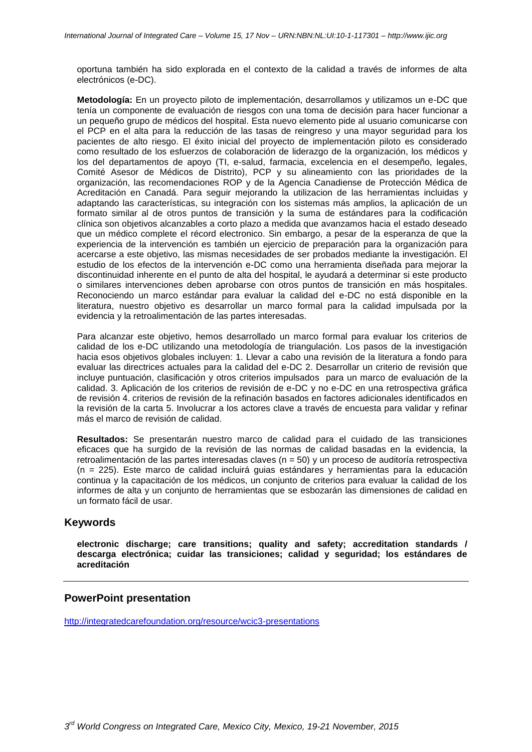oportuna también ha sido explorada en el contexto de la calidad a través de informes de alta electrónicos (e-DC).

**Metodología:** En un proyecto piloto de implementación, desarrollamos y utilizamos un e-DC que tenía un componente de evaluación de riesgos con una toma de decisión para hacer funcionar a un pequeño grupo de médicos del hospital. Esta nuevo elemento pide al usuario comunicarse con el PCP en el alta para la reducción de las tasas de reingreso y una mayor seguridad para los pacientes de alto riesgo. El éxito inicial del proyecto de implementación piloto es considerado como resultado de los esfuerzos de colaboración de liderazgo de la organización, los médicos y los del departamentos de apoyo (TI, e-salud, farmacia, excelencia en el desempeño, legales, Comité Asesor de Médicos de Distrito), PCP y su alineamiento con las prioridades de la organización, las recomendaciones ROP y de la Agencia Canadiense de Protección Médica de Acreditación en Canadá. Para seguir mejorando la utilizacion de las herramientas incluidas y adaptando las características, su integración con los sistemas más amplios, la aplicación de un formato similar al de otros puntos de transición y la suma de estándares para la codificación clínica son objetivos alcanzables a corto plazo a medida que avanzamos hacia el estado deseado que un médico complete el récord electronico. Sin embargo, a pesar de la esperanza de que la experiencia de la intervención es también un ejercicio de preparación para la organización para acercarse a este objetivo, las mismas necesidades de ser probados mediante la investigación. El estudio de los efectos de la intervención e-DC como una herramienta diseñada para mejorar la discontinuidad inherente en el punto de alta del hospital, le ayudará a determinar si este producto o similares intervenciones deben aprobarse con otros puntos de transición en más hospitales. Reconociendo un marco estándar para evaluar la calidad del e-DC no está disponible en la literatura, nuestro objetivo es desarrollar un marco formal para la calidad impulsada por la evidencia y la retroalimentación de las partes interesadas.

Para alcanzar este objetivo, hemos desarrollado un marco formal para evaluar los criterios de calidad de los e-DC utilizando una metodología de triangulación. Los pasos de la investigación hacia esos objetivos globales incluyen: 1. Llevar a cabo una revisión de la literatura a fondo para evaluar las directrices actuales para la calidad del e-DC 2. Desarrollar un criterio de revisión que incluye puntuación, clasificación y otros criterios impulsados para un marco de evaluación de la calidad. 3. Aplicación de los criterios de revisión de e-DC y no e-DC en una retrospectiva gráfica de revisión 4. criterios de revisión de la refinación basados en factores adicionales identificados en la revisión de la carta 5. Involucrar a los actores clave a través de encuesta para validar y refinar más el marco de revisión de calidad.

**Resultados:** Se presentarán nuestro marco de calidad para el cuidado de las transiciones eficaces que ha surgido de la revisión de las normas de calidad basadas en la evidencia, la retroalimentación de las partes interesadas claves (n = 50) y un proceso de auditoría retrospectiva (n = 225). Este marco de calidad incluirá guias estándares y herramientas para la educación continua y la capacitación de los médicos, un conjunto de criterios para evaluar la calidad de los informes de alta y un conjunto de herramientas que se esbozarán las dimensiones de calidad en un formato fácil de usar.

## Keywords

**electronic discharge; care transitions; quality and safety; accreditation standards / descarga electrónica; cuidar las transiciones; calidad y seguridad; los estándares de acreditación**

## PowerPoint presentation

http://integratedcarefoundation.org/resource/wcic3-presentations